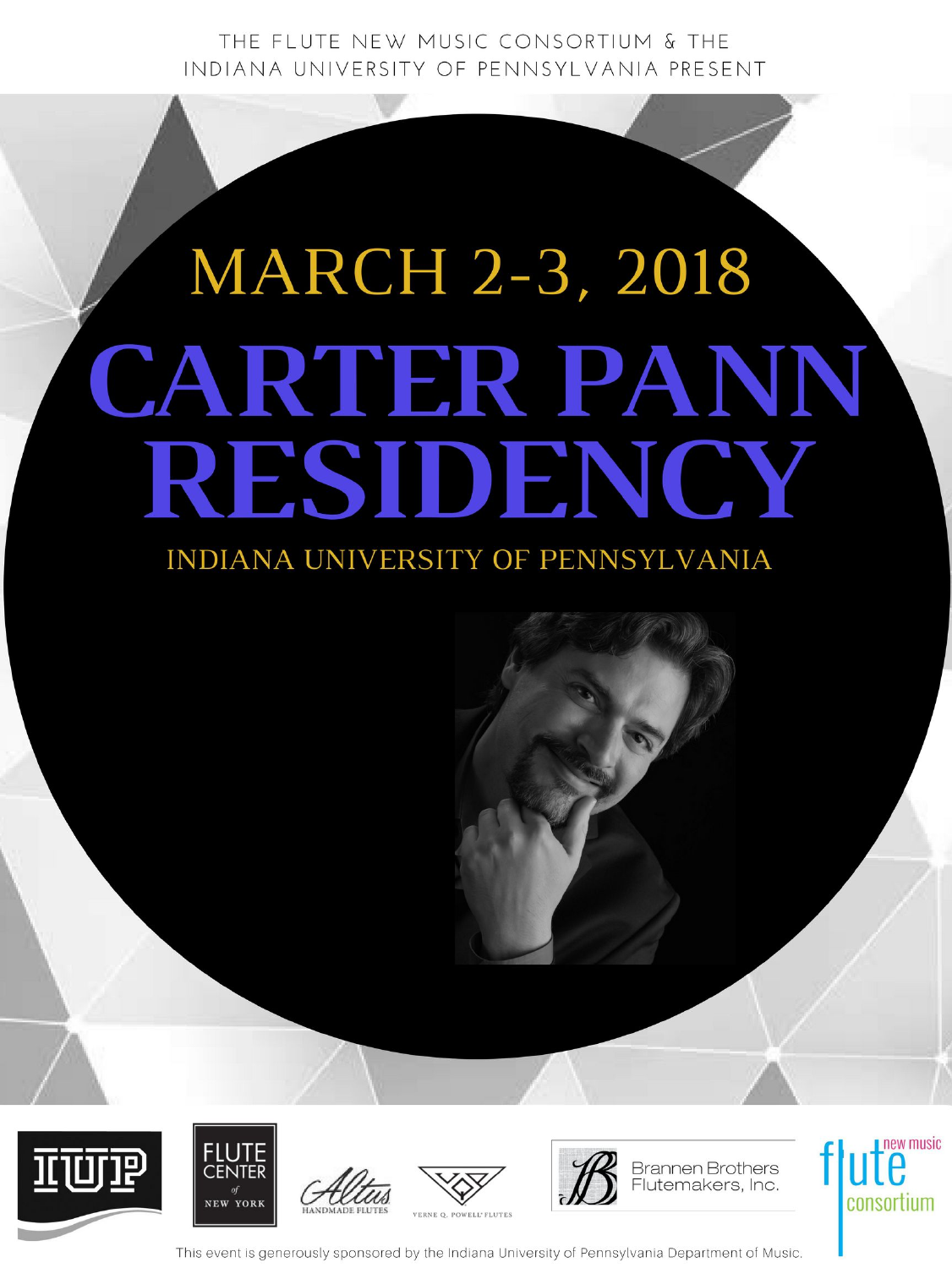THE FLUTE NEW MUSIC CONSORTIUM & THE INDIANA UNIVERSITY OF PENNSYLVANIA PRESENT

## MARCH 2-3, 2018

# CARTER PANN RESIDENCY

### INDIANA UNIVERSITY OF PENNSYLVANIA

IUP

FLUTE CENTER of NEW YORK

Altus HANDMADE FLUTES

VERNE Q. POWELL FLUTES

Brannen Brothers Flutemakers, Inc.

flute new music consortium

This event is generously sponsored by the Indiana University of Pennsylvania Department of Music.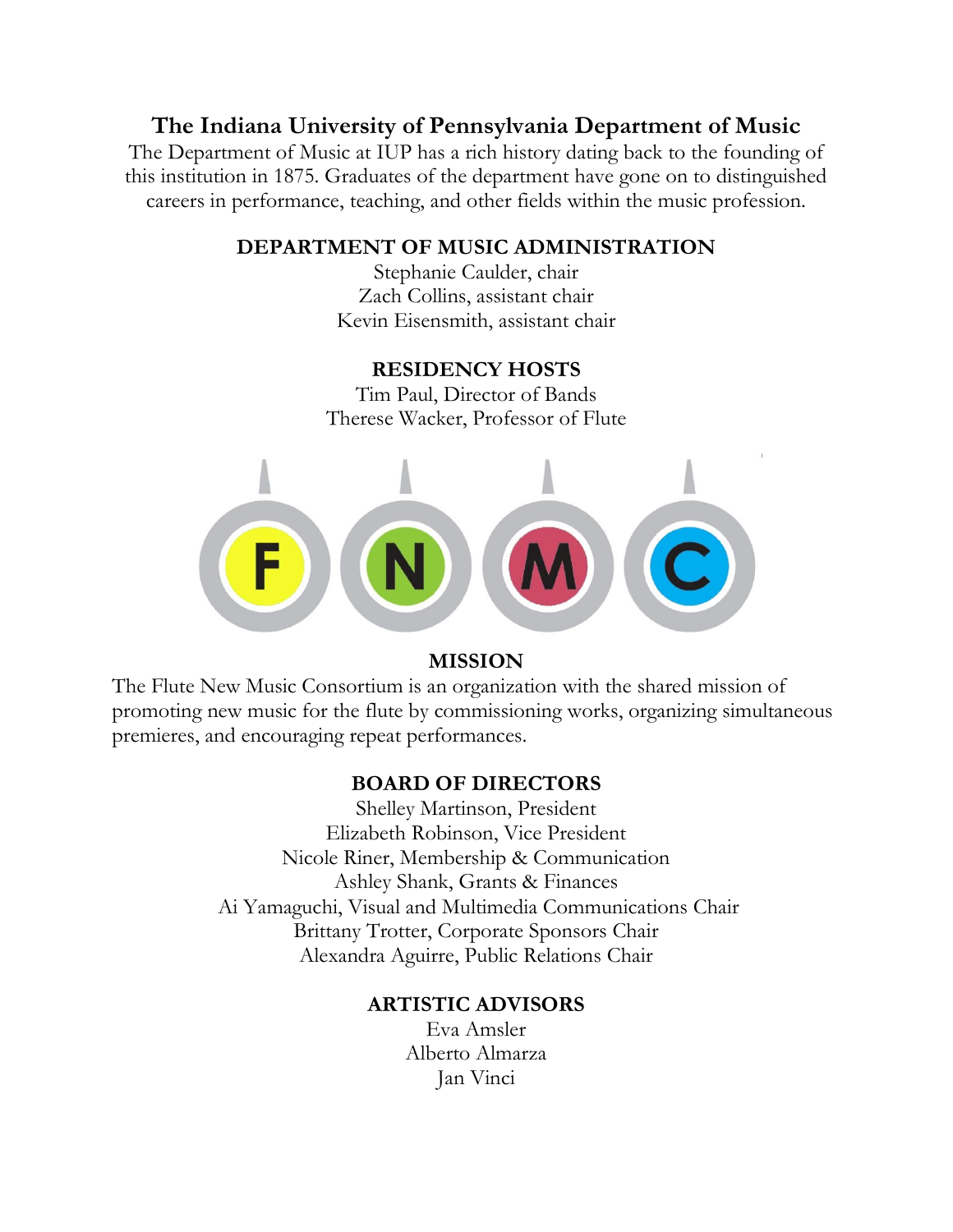# The Indiana University of Pennsylvania Department of Music

The Department of Music at IUP has a rich history dating back to the founding of this institution in 1875. Graduates of the department have gone on to distinguished careers in performance, teaching, and other fields within the music profession.

## DEPARTMENT OF MUSIC ADMINISTRATION

Stephanie Caulder, chair
Zach Collins, assistant chair
Kevin Eisensmith, assistant chair

## RESIDENCY HOSTS

Tim Paul, Director of Bands
Therese Wacker, Professor of Flute

F N M C

## MISSION

The Flute New Music Consortium is an organization with the shared mission of promoting new music for the flute by commissioning works, organizing simultaneous premieres, and encouraging repeat performances.

## BOARD OF DIRECTORS

Shelley Martinson, President
Elizabeth Robinson, Vice President
Nicole Riner, Membership & Communication
Ashley Shank, Grants & Finances
Ai Yamaguchi, Visual and Multimedia Communications Chair
Brittany Trotter, Corporate Sponsors Chair
Alexandra Aguirre, Public Relations Chair

## ARTISTIC ADVISORS

Eva Amsler
Alberto Almarza
Jan Vinci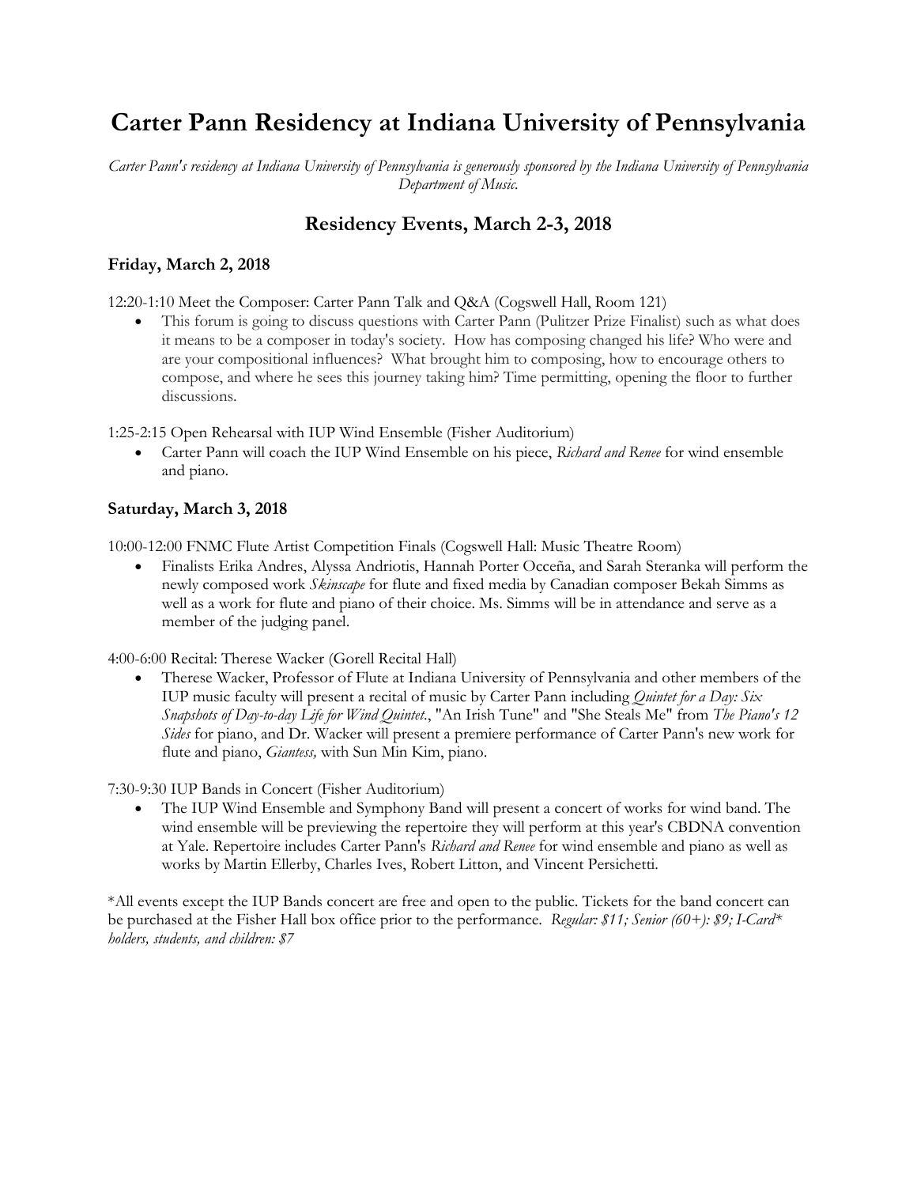# Carter Pann Residency at Indiana University of Pennsylvania

*Carter Pann's residency at Indiana University of Pennsylvania is generously sponsored by the Indiana University of Pennsylvania Department of Music.*

## Residency Events, March 2-3, 2018

### Friday, March 2, 2018

12:20-1:10 Meet the Composer: Carter Pann Talk and Q&A (Cogswell Hall, Room 121)

- This forum is going to discuss questions with Carter Pann (Pulitzer Prize Finalist) such as what does it means to be a composer in today's society. How has composing changed his life? Who were and are your compositional influences? What brought him to composing, how to encourage others to compose, and where he sees this journey taking him? Time permitting, opening the floor to further discussions.

1:25-2:15 Open Rehearsal with IUP Wind Ensemble (Fisher Auditorium)

- Carter Pann will coach the IUP Wind Ensemble on his piece, *Richard and Renee* for wind ensemble and piano.

### Saturday, March 3, 2018

10:00-12:00 FNMC Flute Artist Competition Finals (Cogswell Hall: Music Theatre Room)

- Finalists Erika Andres, Alyssa Andriotis, Hannah Porter Occeña, and Sarah Steranka will perform the newly composed work *Skinscape* for flute and fixed media by Canadian composer Bekah Simms as well as a work for flute and piano of their choice. Ms. Simms will be in attendance and serve as a member of the judging panel.

4:00-6:00 Recital: Therese Wacker (Gorell Recital Hall)

- Therese Wacker, Professor of Flute at Indiana University of Pennsylvania and other members of the IUP music faculty will present a recital of music by Carter Pann including *Quintet for a Day: Six Snapshots of Day-to-day Life for Wind Quintet.*, "An Irish Tune" and "She Steals Me" from *The Piano's 12 Sides* for piano, and Dr. Wacker will present a premiere performance of Carter Pann's new work for flute and piano, *Giantess,* with Sun Min Kim, piano.

7:30-9:30 IUP Bands in Concert (Fisher Auditorium)

- The IUP Wind Ensemble and Symphony Band will present a concert of works for wind band. The wind ensemble will be previewing the repertoire they will perform at this year's CBDNA convention at Yale. Repertoire includes Carter Pann's *Richard and Renee* for wind ensemble and piano as well as works by Martin Ellerby, Charles Ives, Robert Litton, and Vincent Persichetti.

*All events except the IUP Bands concert are free and open to the public. Tickets for the band concert can be purchased at the Fisher Hall box office prior to the performance. *Regular: $11; Senior (60+): $9; I-Card* holders, students, and children: $7*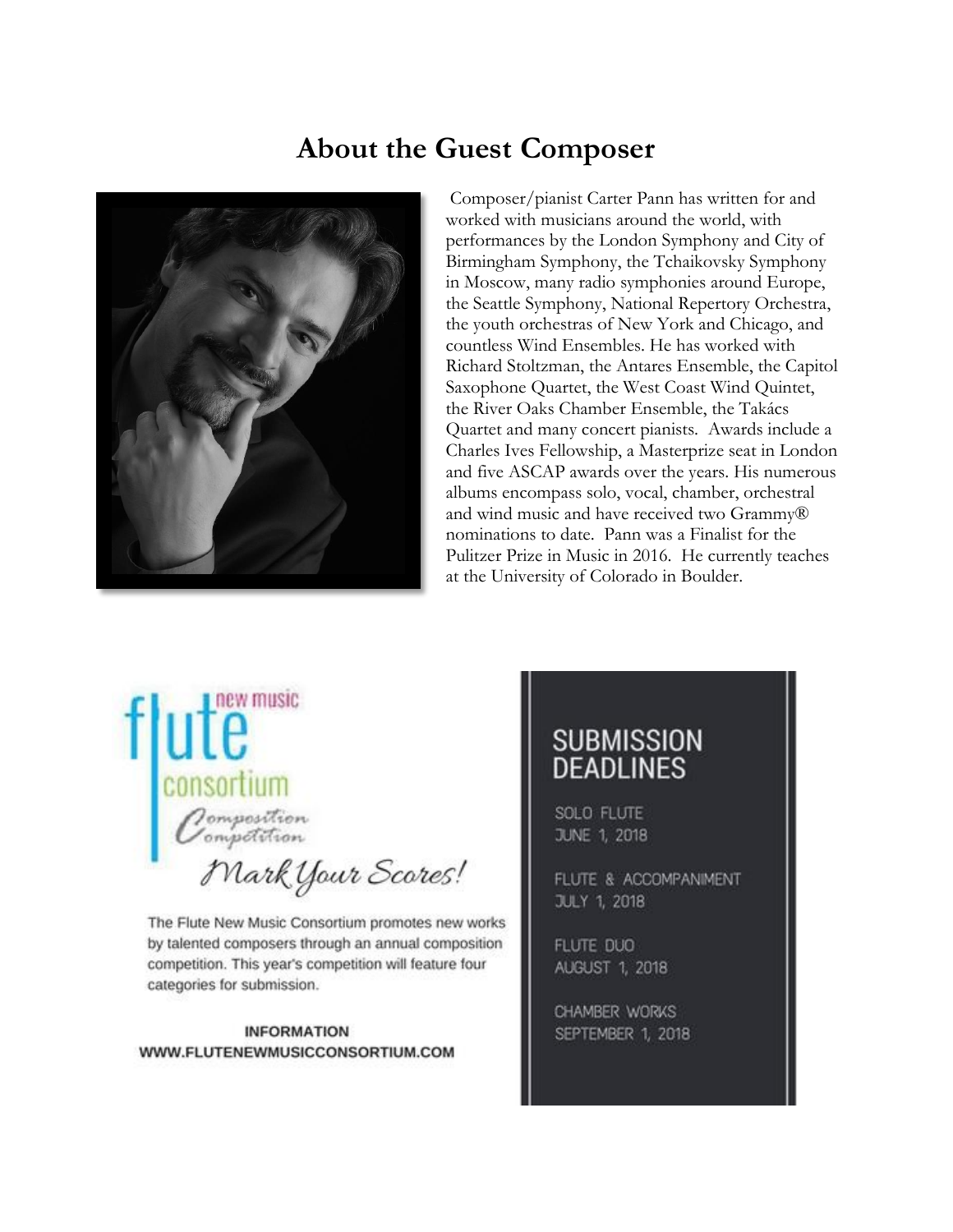# About the Guest Composer

Composer/pianist Carter Pann has written for and worked with musicians around the world, with performances by the London Symphony and City of Birmingham Symphony, the Tchaikovsky Symphony in Moscow, many radio symphonies around Europe, the Seattle Symphony, National Repertory Orchestra, the youth orchestras of New York and Chicago, and countless Wind Ensembles. He has worked with Richard Stoltzman, the Antares Ensemble, the Capitol Saxophone Quartet, the West Coast Wind Quintet, the River Oaks Chamber Ensemble, the Takács Quartet and many concert pianists. Awards include a Charles Ives Fellowship, a Masterprize seat in London and five ASCAP awards over the years. His numerous albums encompass solo, vocal, chamber, orchestral and wind music and have received two Grammy® nominations to date. Pann was a Finalist for the Pulitzer Prize in Music in 2016. He currently teaches at the University of Colorado in Boulder.

flute new music consortium

*Composition Competition*

*Mark Your Scores!*

The Flute New Music Consortium promotes new works by talented composers through an annual composition competition. This year's competition will feature four categories for submission.

**INFORMATION**
**WWW.FLUTENEWMUSICCONSORTIUM.COM**

## SUBMISSION DEADLINES

SOLO FLUTE
JUNE 1, 2018

FLUTE & ACCOMPANIMENT
JULY 1, 2018

FLUTE DUO
AUGUST 1, 2018

CHAMBER WORKS
SEPTEMBER 1, 2018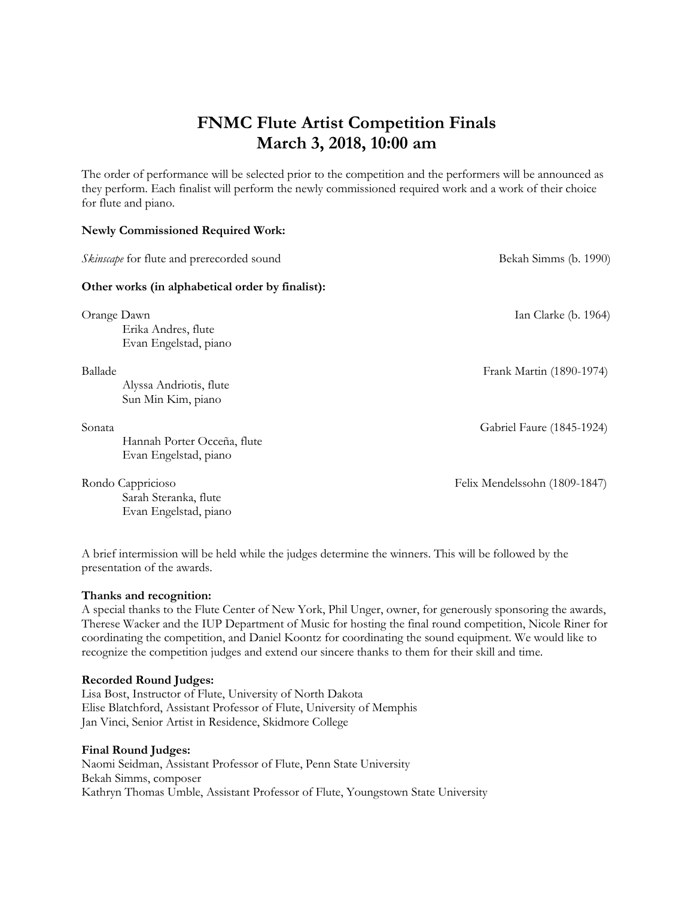# FNMC Flute Artist Competition Finals
# March 3, 2018, 10:00 am

The order of performance will be selected prior to the competition and the performers will be announced as they perform. Each finalist will perform the newly commissioned required work and a work of their choice for flute and piano.

**Newly Commissioned Required Work:**

*Skinscape* for flute and prerecorded sound — Bekah Simms (b. 1990)

**Other works (in alphabetical order by finalist):**

Orange Dawn — Ian Clarke (b. 1964)
Erika Andres, flute
Evan Engelstad, piano

Ballade — Frank Martin (1890-1974)
Alyssa Andriotis, flute
Sun Min Kim, piano

Sonata — Gabriel Faure (1845-1924)
Hannah Porter Occeña, flute
Evan Engelstad, piano

Rondo Cappricioso — Felix Mendelssohn (1809-1847)
Sarah Steranka, flute
Evan Engelstad, piano

A brief intermission will be held while the judges determine the winners. This will be followed by the presentation of the awards.

**Thanks and recognition:**
A special thanks to the Flute Center of New York, Phil Unger, owner, for generously sponsoring the awards, Therese Wacker and the IUP Department of Music for hosting the final round competition, Nicole Riner for coordinating the competition, and Daniel Koontz for coordinating the sound equipment. We would like to recognize the competition judges and extend our sincere thanks to them for their skill and time.

**Recorded Round Judges:**
Lisa Bost, Instructor of Flute, University of North Dakota
Elise Blatchford, Assistant Professor of Flute, University of Memphis
Jan Vinci, Senior Artist in Residence, Skidmore College

**Final Round Judges:**
Naomi Seidman, Assistant Professor of Flute, Penn State University
Bekah Simms, composer
Kathryn Thomas Umble, Assistant Professor of Flute, Youngstown State University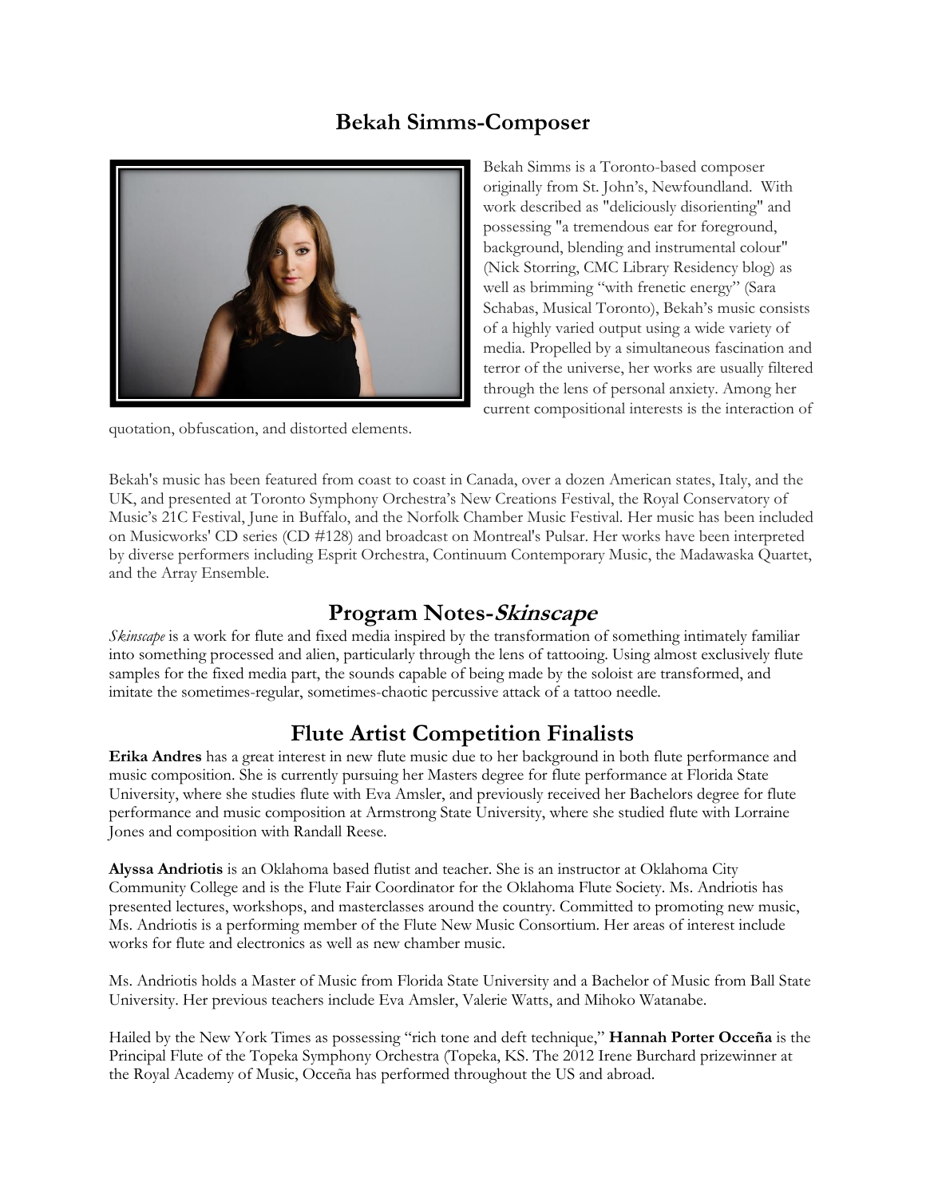## Bekah Simms-Composer

Bekah Simms is a Toronto-based composer originally from St. John's, Newfoundland. With work described as "deliciously disorienting" and possessing "a tremendous ear for foreground, background, blending and instrumental colour" (Nick Storring, CMC Library Residency blog) as well as brimming "with frenetic energy" (Sara Schabas, Musical Toronto), Bekah's music consists of a highly varied output using a wide variety of media. Propelled by a simultaneous fascination and terror of the universe, her works are usually filtered through the lens of personal anxiety. Among her current compositional interests is the interaction of quotation, obfuscation, and distorted elements.

Bekah's music has been featured from coast to coast in Canada, over a dozen American states, Italy, and the UK, and presented at Toronto Symphony Orchestra's New Creations Festival, the Royal Conservatory of Music's 21C Festival, June in Buffalo, and the Norfolk Chamber Music Festival. Her music has been included on Musicworks' CD series (CD #128) and broadcast on Montreal's Pulsar. Her works have been interpreted by diverse performers including Esprit Orchestra, Continuum Contemporary Music, the Madawaska Quartet, and the Array Ensemble.

## Program Notes-*Skinscape*

*Skinscape* is a work for flute and fixed media inspired by the transformation of something intimately familiar into something processed and alien, particularly through the lens of tattooing. Using almost exclusively flute samples for the fixed media part, the sounds capable of being made by the soloist are transformed, and imitate the sometimes-regular, sometimes-chaotic percussive attack of a tattoo needle.

## Flute Artist Competition Finalists

**Erika Andres** has a great interest in new flute music due to her background in both flute performance and music composition. She is currently pursuing her Masters degree for flute performance at Florida State University, where she studies flute with Eva Amsler, and previously received her Bachelors degree for flute performance and music composition at Armstrong State University, where she studied flute with Lorraine Jones and composition with Randall Reese.

**Alyssa Andriotis** is an Oklahoma based flutist and teacher. She is an instructor at Oklahoma City Community College and is the Flute Fair Coordinator for the Oklahoma Flute Society. Ms. Andriotis has presented lectures, workshops, and masterclasses around the country. Committed to promoting new music, Ms. Andriotis is a performing member of the Flute New Music Consortium. Her areas of interest include works for flute and electronics as well as new chamber music.

Ms. Andriotis holds a Master of Music from Florida State University and a Bachelor of Music from Ball State University. Her previous teachers include Eva Amsler, Valerie Watts, and Mihoko Watanabe.

Hailed by the New York Times as possessing "rich tone and deft technique," **Hannah Porter Occeña** is the Principal Flute of the Topeka Symphony Orchestra (Topeka, KS. The 2012 Irene Burchard prizewinner at the Royal Academy of Music, Occeña has performed throughout the US and abroad.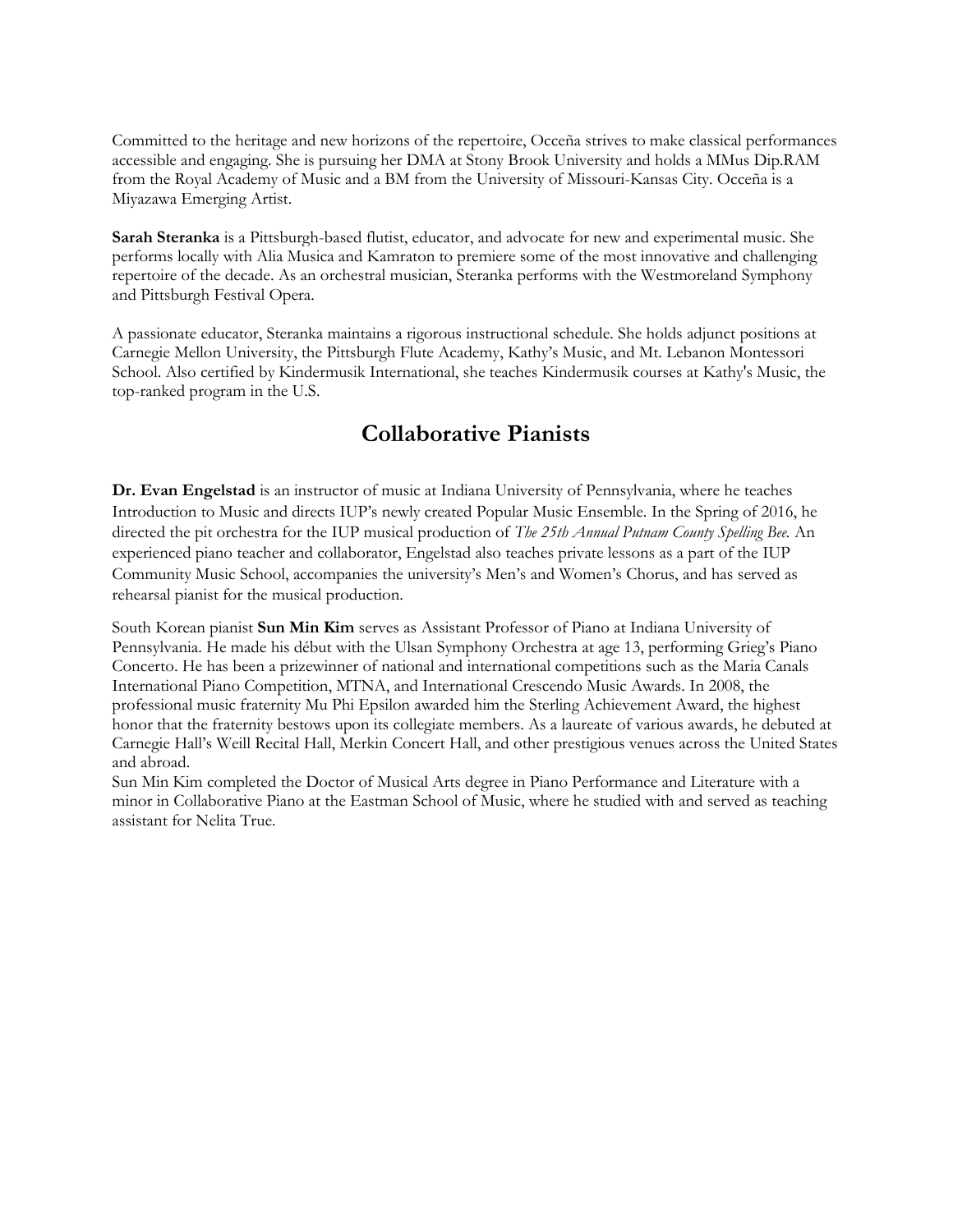Committed to the heritage and new horizons of the repertoire, Occeña strives to make classical performances accessible and engaging. She is pursuing her DMA at Stony Brook University and holds a MMus Dip.RAM from the Royal Academy of Music and a BM from the University of Missouri-Kansas City. Occeña is a Miyazawa Emerging Artist.

**Sarah Steranka** is a Pittsburgh-based flutist, educator, and advocate for new and experimental music. She performs locally with Alia Musica and Kamraton to premiere some of the most innovative and challenging repertoire of the decade. As an orchestral musician, Steranka performs with the Westmoreland Symphony and Pittsburgh Festival Opera.

A passionate educator, Steranka maintains a rigorous instructional schedule. She holds adjunct positions at Carnegie Mellon University, the Pittsburgh Flute Academy, Kathy's Music, and Mt. Lebanon Montessori School. Also certified by Kindermusik International, she teaches Kindermusik courses at Kathy's Music, the top-ranked program in the U.S.

## Collaborative Pianists

**Dr. Evan Engelstad** is an instructor of music at Indiana University of Pennsylvania, where he teaches Introduction to Music and directs IUP's newly created Popular Music Ensemble. In the Spring of 2016, he directed the pit orchestra for the IUP musical production of *The 25th Annual Putnam County Spelling Bee.* An experienced piano teacher and collaborator, Engelstad also teaches private lessons as a part of the IUP Community Music School, accompanies the university's Men's and Women's Chorus, and has served as rehearsal pianist for the musical production.

South Korean pianist **Sun Min Kim** serves as Assistant Professor of Piano at Indiana University of Pennsylvania. He made his début with the Ulsan Symphony Orchestra at age 13, performing Grieg's Piano Concerto. He has been a prizewinner of national and international competitions such as the Maria Canals International Piano Competition, MTNA, and International Crescendo Music Awards. In 2008, the professional music fraternity Mu Phi Epsilon awarded him the Sterling Achievement Award, the highest honor that the fraternity bestows upon its collegiate members. As a laureate of various awards, he debuted at Carnegie Hall's Weill Recital Hall, Merkin Concert Hall, and other prestigious venues across the United States and abroad.

Sun Min Kim completed the Doctor of Musical Arts degree in Piano Performance and Literature with a minor in Collaborative Piano at the Eastman School of Music, where he studied with and served as teaching assistant for Nelita True.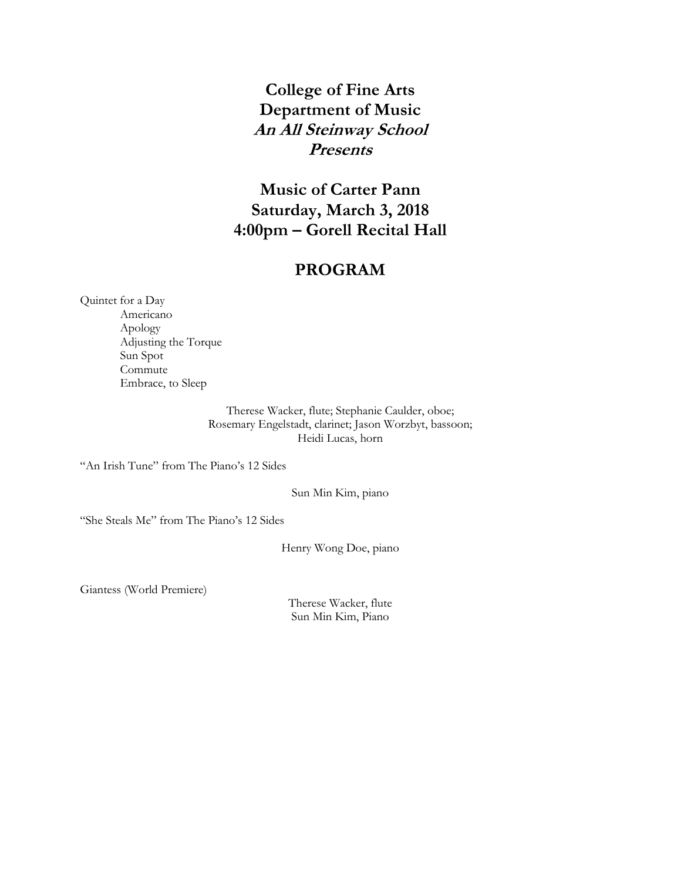**College of Fine Arts**
**Department of Music**
***An All Steinway School***
***Presents***

**Music of Carter Pann**
**Saturday, March 3, 2018**
**4:00pm – Gorell Recital Hall**

## PROGRAM

Quintet for a Day
- Americano
- Apology
- Adjusting the Torque
- Sun Spot
- Commute
- Embrace, to Sleep

Therese Wacker, flute; Stephanie Caulder, oboe;
Rosemary Engelstadt, clarinet; Jason Worzbyt, bassoon;
Heidi Lucas, horn

"An Irish Tune" from The Piano's 12 Sides

Sun Min Kim, piano

"She Steals Me" from The Piano's 12 Sides

Henry Wong Doe, piano

Giantess (World Premiere)

Therese Wacker, flute
Sun Min Kim, Piano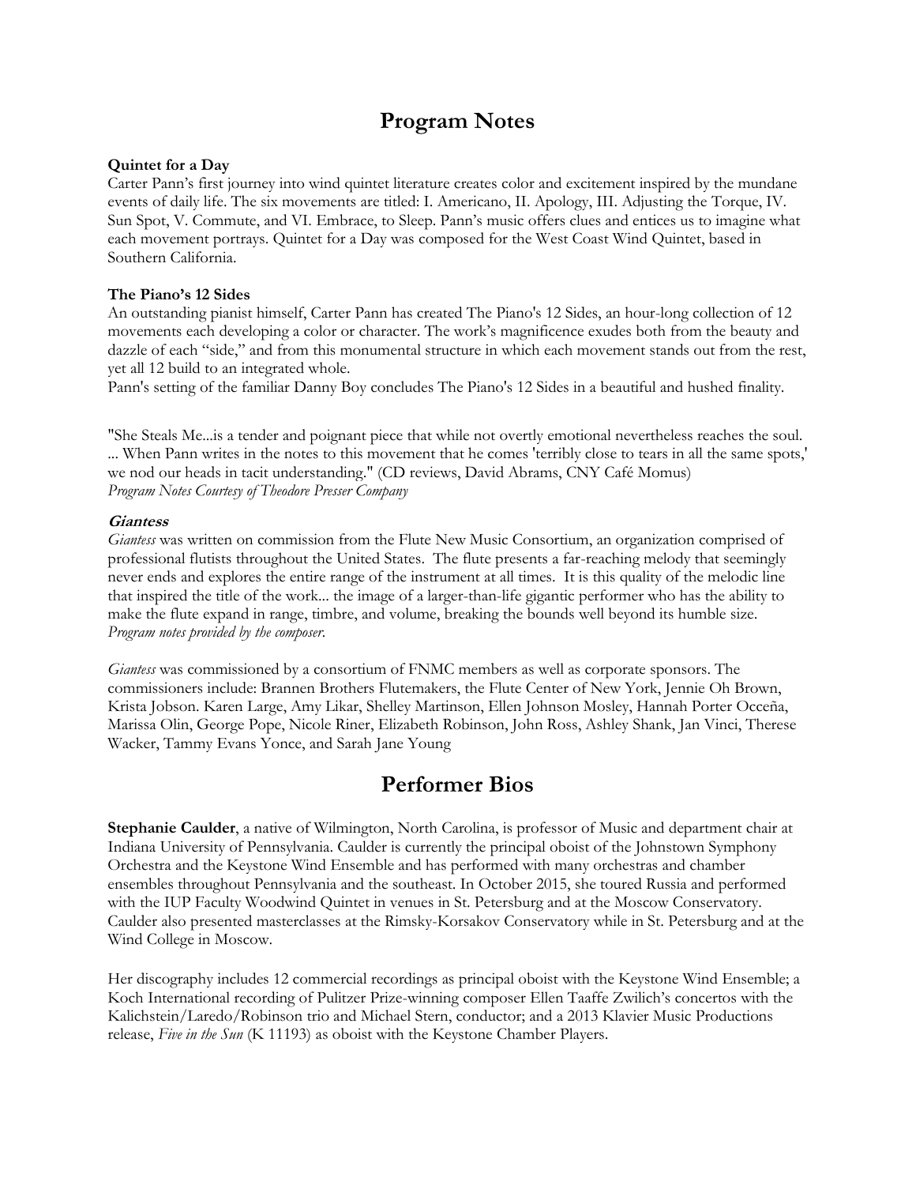# Program Notes

**Quintet for a Day**
Carter Pann's first journey into wind quintet literature creates color and excitement inspired by the mundane events of daily life. The six movements are titled: I. Americano, II. Apology, III. Adjusting the Torque, IV. Sun Spot, V. Commute, and VI. Embrace, to Sleep. Pann's music offers clues and entices us to imagine what each movement portrays. Quintet for a Day was composed for the West Coast Wind Quintet, based in Southern California.

**The Piano's 12 Sides**
An outstanding pianist himself, Carter Pann has created The Piano's 12 Sides, an hour-long collection of 12 movements each developing a color or character. The work's magnificence exudes both from the beauty and dazzle of each "side," and from this monumental structure in which each movement stands out from the rest, yet all 12 build to an integrated whole.
Pann's setting of the familiar Danny Boy concludes The Piano's 12 Sides in a beautiful and hushed finality.

"She Steals Me...is a tender and poignant piece that while not overtly emotional nevertheless reaches the soul. ... When Pann writes in the notes to this movement that he comes 'terribly close to tears in all the same spots,' we nod our heads in tacit understanding." (CD reviews, David Abrams, CNY Café Momus)
*Program Notes Courtesy of Theodore Presser Company*

***Giantess***
*Giantess* was written on commission from the Flute New Music Consortium, an organization comprised of professional flutists throughout the United States. The flute presents a far-reaching melody that seemingly never ends and explores the entire range of the instrument at all times. It is this quality of the melodic line that inspired the title of the work... the image of a larger-than-life gigantic performer who has the ability to make the flute expand in range, timbre, and volume, breaking the bounds well beyond its humble size.
*Program notes provided by the composer.*

*Giantess* was commissioned by a consortium of FNMC members as well as corporate sponsors. The commissioners include: Brannen Brothers Flutemakers, the Flute Center of New York, Jennie Oh Brown, Krista Jobson. Karen Large, Amy Likar, Shelley Martinson, Ellen Johnson Mosley, Hannah Porter Occeña, Marissa Olin, George Pope, Nicole Riner, Elizabeth Robinson, John Ross, Ashley Shank, Jan Vinci, Therese Wacker, Tammy Evans Yonce, and Sarah Jane Young

# Performer Bios

**Stephanie Caulder**, a native of Wilmington, North Carolina, is professor of Music and department chair at Indiana University of Pennsylvania. Caulder is currently the principal oboist of the Johnstown Symphony Orchestra and the Keystone Wind Ensemble and has performed with many orchestras and chamber ensembles throughout Pennsylvania and the southeast. In October 2015, she toured Russia and performed with the IUP Faculty Woodwind Quintet in venues in St. Petersburg and at the Moscow Conservatory. Caulder also presented masterclasses at the Rimsky-Korsakov Conservatory while in St. Petersburg and at the Wind College in Moscow.

Her discography includes 12 commercial recordings as principal oboist with the Keystone Wind Ensemble; a Koch International recording of Pulitzer Prize-winning composer Ellen Taaffe Zwilich's concertos with the Kalichstein/Laredo/Robinson trio and Michael Stern, conductor; and a 2013 Klavier Music Productions release, *Five in the Sun* (K 11193) as oboist with the Keystone Chamber Players.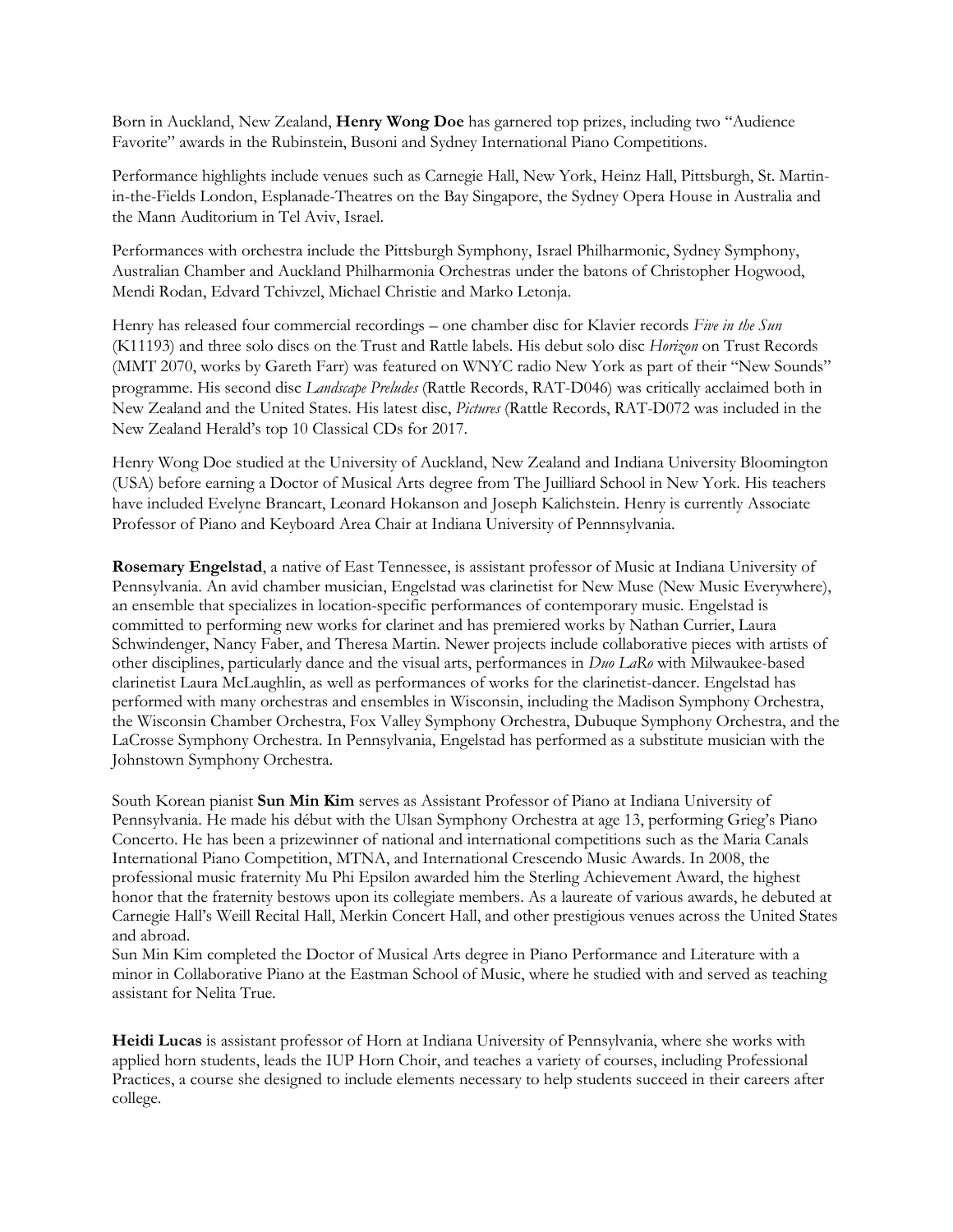Born in Auckland, New Zealand, **Henry Wong Doe** has garnered top prizes, including two "Audience Favorite" awards in the Rubinstein, Busoni and Sydney International Piano Competitions.

Performance highlights include venues such as Carnegie Hall, New York, Heinz Hall, Pittsburgh, St. Martin-in-the-Fields London, Esplanade-Theatres on the Bay Singapore, the Sydney Opera House in Australia and the Mann Auditorium in Tel Aviv, Israel.

Performances with orchestra include the Pittsburgh Symphony, Israel Philharmonic, Sydney Symphony, Australian Chamber and Auckland Philharmonia Orchestras under the batons of Christopher Hogwood, Mendi Rodan, Edvard Tchivzel, Michael Christie and Marko Letonja.

Henry has released four commercial recordings – one chamber disc for Klavier records *Five in the Sun* (K11193) and three solo discs on the Trust and Rattle labels. His debut solo disc *Horizon* on Trust Records (MMT 2070, works by Gareth Farr) was featured on WNYC radio New York as part of their "New Sounds" programme. His second disc *Landscape Preludes* (Rattle Records, RAT-D046) was critically acclaimed both in New Zealand and the United States. His latest disc, *Pictures* (Rattle Records, RAT-D072 was included in the New Zealand Herald's top 10 Classical CDs for 2017.

Henry Wong Doe studied at the University of Auckland, New Zealand and Indiana University Bloomington (USA) before earning a Doctor of Musical Arts degree from The Juilliard School in New York. His teachers have included Evelyne Brancart, Leonard Hokanson and Joseph Kalichstein. Henry is currently Associate Professor of Piano and Keyboard Area Chair at Indiana University of Pennnsylvania.

**Rosemary Engelstad**, a native of East Tennessee, is assistant professor of Music at Indiana University of Pennsylvania. An avid chamber musician, Engelstad was clarinetist for New Muse (New Music Everywhere), an ensemble that specializes in location-specific performances of contemporary music. Engelstad is committed to performing new works for clarinet and has premiered works by Nathan Currier, Laura Schwindenger, Nancy Faber, and Theresa Martin. Newer projects include collaborative pieces with artists of other disciplines, particularly dance and the visual arts, performances in *Duo LaRo* with Milwaukee-based clarinetist Laura McLaughlin, as well as performances of works for the clarinetist-dancer. Engelstad has performed with many orchestras and ensembles in Wisconsin, including the Madison Symphony Orchestra, the Wisconsin Chamber Orchestra, Fox Valley Symphony Orchestra, Dubuque Symphony Orchestra, and the LaCrosse Symphony Orchestra. In Pennsylvania, Engelstad has performed as a substitute musician with the Johnstown Symphony Orchestra.

South Korean pianist **Sun Min Kim** serves as Assistant Professor of Piano at Indiana University of Pennsylvania. He made his début with the Ulsan Symphony Orchestra at age 13, performing Grieg's Piano Concerto. He has been a prizewinner of national and international competitions such as the Maria Canals International Piano Competition, MTNA, and International Crescendo Music Awards. In 2008, the professional music fraternity Mu Phi Epsilon awarded him the Sterling Achievement Award, the highest honor that the fraternity bestows upon its collegiate members. As a laureate of various awards, he debuted at Carnegie Hall's Weill Recital Hall, Merkin Concert Hall, and other prestigious venues across the United States and abroad.
Sun Min Kim completed the Doctor of Musical Arts degree in Piano Performance and Literature with a minor in Collaborative Piano at the Eastman School of Music, where he studied with and served as teaching assistant for Nelita True.

**Heidi Lucas** is assistant professor of Horn at Indiana University of Pennsylvania, where she works with applied horn students, leads the IUP Horn Choir, and teaches a variety of courses, including Professional Practices, a course she designed to include elements necessary to help students succeed in their careers after college.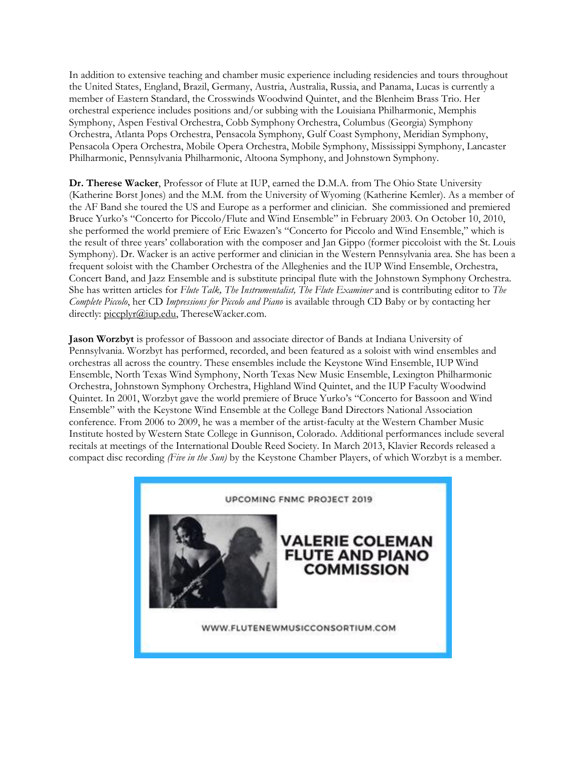In addition to extensive teaching and chamber music experience including residencies and tours throughout the United States, England, Brazil, Germany, Austria, Australia, Russia, and Panama, Lucas is currently a member of Eastern Standard, the Crosswinds Woodwind Quintet, and the Blenheim Brass Trio. Her orchestral experience includes positions and/or subbing with the Louisiana Philharmonic, Memphis Symphony, Aspen Festival Orchestra, Cobb Symphony Orchestra, Columbus (Georgia) Symphony Orchestra, Atlanta Pops Orchestra, Pensacola Symphony, Gulf Coast Symphony, Meridian Symphony, Pensacola Opera Orchestra, Mobile Opera Orchestra, Mobile Symphony, Mississippi Symphony, Lancaster Philharmonic, Pennsylvania Philharmonic, Altoona Symphony, and Johnstown Symphony.

**Dr. Therese Wacker**, Professor of Flute at IUP, earned the D.M.A. from The Ohio State University (Katherine Borst Jones) and the M.M. from the University of Wyoming (Katherine Kemler). As a member of the AF Band she toured the US and Europe as a performer and clinician. She commissioned and premiered Bruce Yurko's "Concerto for Piccolo/Flute and Wind Ensemble" in February 2003. On October 10, 2010, she performed the world premiere of Eric Ewazen's "Concerto for Piccolo and Wind Ensemble," which is the result of three years' collaboration with the composer and Jan Gippo (former piccoloist with the St. Louis Symphony). Dr. Wacker is an active performer and clinician in the Western Pennsylvania area. She has been a frequent soloist with the Chamber Orchestra of the Alleghenies and the IUP Wind Ensemble, Orchestra, Concert Band, and Jazz Ensemble and is substitute principal flute with the Johnstown Symphony Orchestra. She has written articles for *Flute Talk, The Instrumentalist, The Flute Examiner* and is contributing editor to *The Complete Piccolo*, her CD *Impressions for Piccolo and Piano* is available through CD Baby or by contacting her directly: piccplyr@iup.edu, ThereseWacker.com.

**Jason Worzbyt** is professor of Bassoon and associate director of Bands at Indiana University of Pennsylvania. Worzbyt has performed, recorded, and been featured as a soloist with wind ensembles and orchestras all across the country. These ensembles include the Keystone Wind Ensemble, IUP Wind Ensemble, North Texas Wind Symphony, North Texas New Music Ensemble, Lexington Philharmonic Orchestra, Johnstown Symphony Orchestra, Highland Wind Quintet, and the IUP Faculty Woodwind Quintet. In 2001, Worzbyt gave the world premiere of Bruce Yurko's "Concerto for Bassoon and Wind Ensemble" with the Keystone Wind Ensemble at the College Band Directors National Association conference. From 2006 to 2009, he was a member of the artist-faculty at the Western Chamber Music Institute hosted by Western State College in Gunnison, Colorado. Additional performances include several recitals at meetings of the International Double Reed Society. In March 2013, Klavier Records released a compact disc recording *(Five in the Sun)* by the Keystone Chamber Players, of which Worzbyt is a member.

UPCOMING FNMC PROJECT 2019

**VALERIE COLEMAN FLUTE AND PIANO COMMISSION**

WWW.FLUTENEWMUSICCONSORTIUM.COM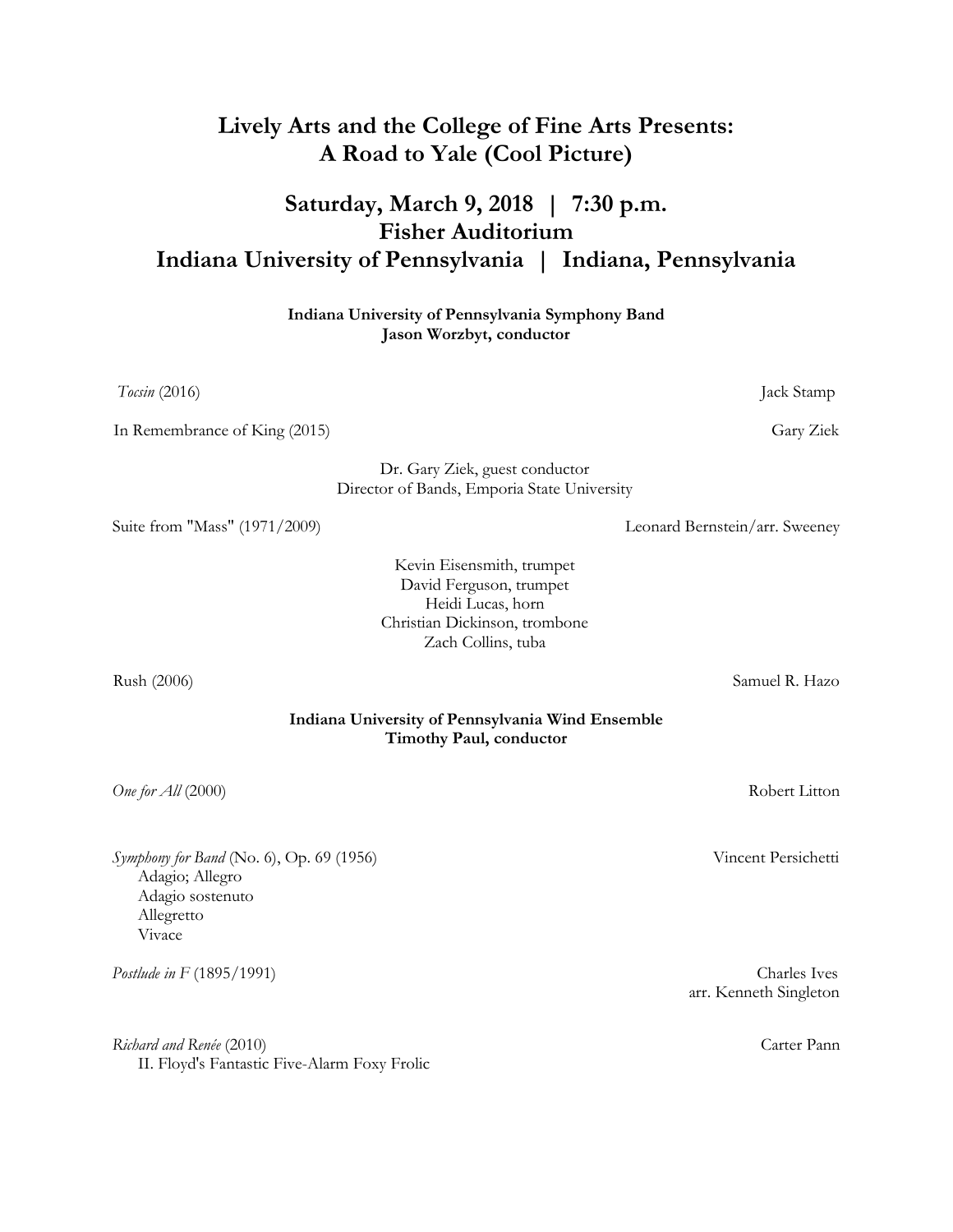# Lively Arts and the College of Fine Arts Presents:
# A Road to Yale (Cool Picture)

## Saturday, March 9, 2018 | 7:30 p.m.
## Fisher Auditorium
## Indiana University of Pennsylvania | Indiana, Pennsylvania

**Indiana University of Pennsylvania Symphony Band**
**Jason Worzbyt, conductor**

*Tocsin* (2016) — Jack Stamp

In Remembrance of King (2015) — Gary Ziek

Dr. Gary Ziek, guest conductor
Director of Bands, Emporia State University

Suite from "Mass" (1971/2009) — Leonard Bernstein/arr. Sweeney

Kevin Eisensmith, trumpet
David Ferguson, trumpet
Heidi Lucas, horn
Christian Dickinson, trombone
Zach Collins, tuba

Rush (2006) — Samuel R. Hazo

**Indiana University of Pennsylvania Wind Ensemble**
**Timothy Paul, conductor**

*One for All* (2000) — Robert Litton

*Symphony for Band* (No. 6), Op. 69 (1956) — Vincent Persichetti
- Adagio; Allegro
- Adagio sostenuto
- Allegretto
- Vivace

*Postlude in F* (1895/1991) — Charles Ives, arr. Kenneth Singleton

*Richard and Renée* (2010) — Carter Pann
- II. Floyd's Fantastic Five-Alarm Foxy Frolic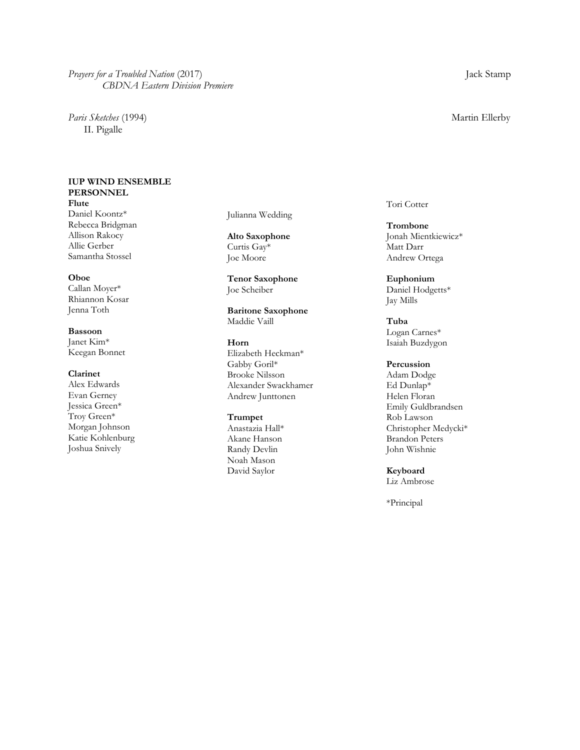*Prayers for a Troubled Nation* (2017) Jack Stamp
*CBDNA Eastern Division Premiere*

*Paris Sketches* (1994) Martin Ellerby
II. Pigalle

**IUP WIND ENSEMBLE PERSONNEL**

**Flute**
Daniel Koontz*
Rebecca Bridgman
Allison Rakocy
Allie Gerber
Samantha Stossel

**Oboe**
Callan Moyer*
Rhiannon Kosar
Jenna Toth

**Bassoon**
Janet Kim*
Keegan Bonnet

**Clarinet**
Alex Edwards
Evan Gerney
Jessica Green*
Troy Green*
Morgan Johnson
Katie Kohlenburg
Joshua Snively
Julianna Wedding

**Alto Saxophone**
Curtis Gay*
Joe Moore

**Tenor Saxophone**
Joe Scheiber

**Baritone Saxophone**
Maddie Vaill

**Horn**
Elizabeth Heckman*
Gabby Goril*
Brooke Nilsson
Alexander Swackhamer
Andrew Junttonen

**Trumpet**
Anastazia Hall*
Akane Hanson
Randy Devlin
Noah Mason
David Saylor
Tori Cotter

**Trombone**
Jonah Mientkiewicz*
Matt Darr
Andrew Ortega

**Euphonium**
Daniel Hodgetts*
Jay Mills

**Tuba**
Logan Carnes*
Isaiah Buzdygon

**Percussion**
Adam Dodge
Ed Dunlap*
Helen Floran
Emily Guldbrandsen
Rob Lawson
Christopher Medycki*
Brandon Peters
John Wishnie

**Keyboard**
Liz Ambrose

*Principal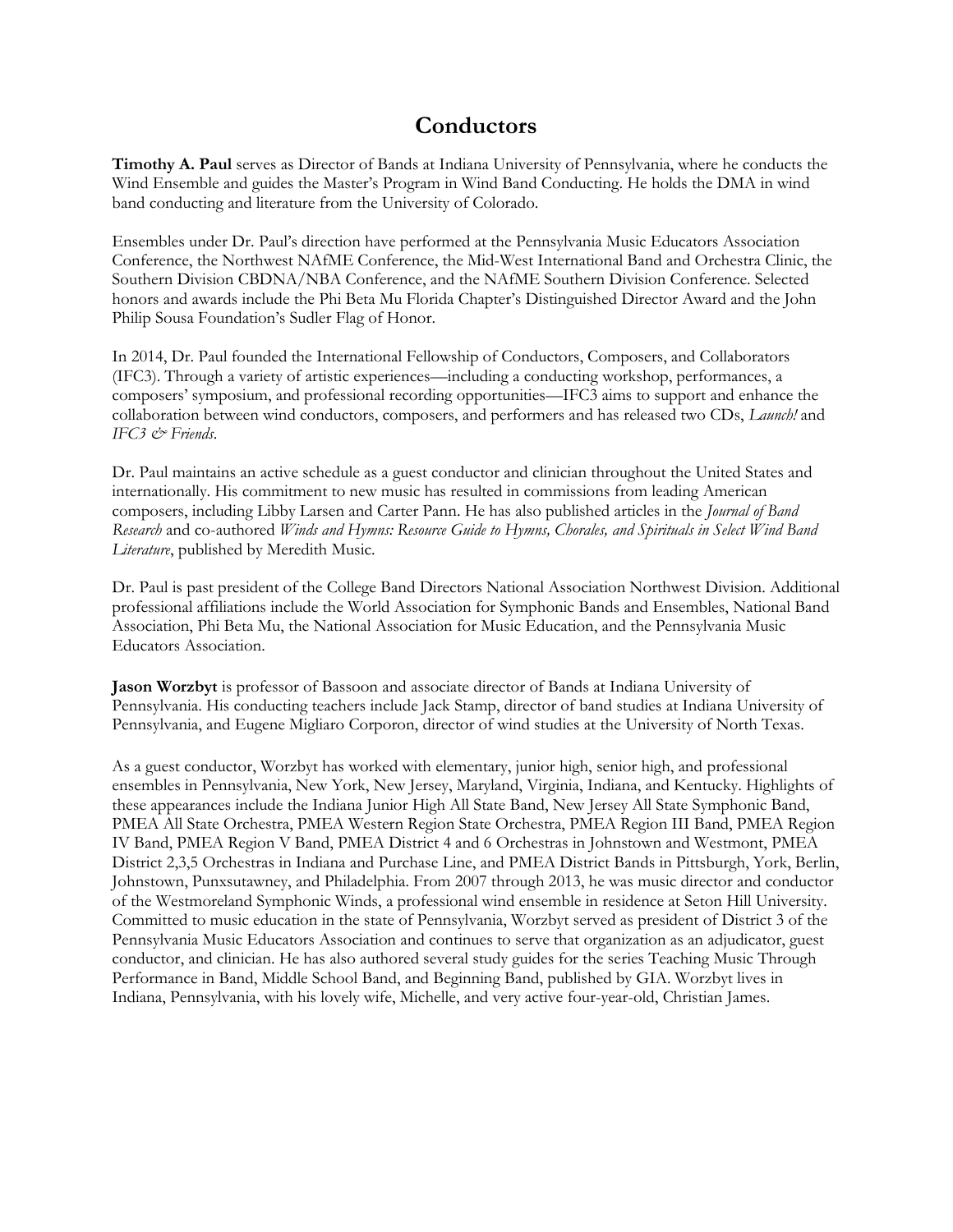# Conductors

**Timothy A. Paul** serves as Director of Bands at Indiana University of Pennsylvania, where he conducts the Wind Ensemble and guides the Master's Program in Wind Band Conducting. He holds the DMA in wind band conducting and literature from the University of Colorado.

Ensembles under Dr. Paul's direction have performed at the Pennsylvania Music Educators Association Conference, the Northwest NAfME Conference, the Mid-West International Band and Orchestra Clinic, the Southern Division CBDNA/NBA Conference, and the NAfME Southern Division Conference. Selected honors and awards include the Phi Beta Mu Florida Chapter's Distinguished Director Award and the John Philip Sousa Foundation's Sudler Flag of Honor.

In 2014, Dr. Paul founded the International Fellowship of Conductors, Composers, and Collaborators (IFC3). Through a variety of artistic experiences—including a conducting workshop, performances, a composers' symposium, and professional recording opportunities—IFC3 aims to support and enhance the collaboration between wind conductors, composers, and performers and has released two CDs, *Launch!* and *IFC3 & Friends*.

Dr. Paul maintains an active schedule as a guest conductor and clinician throughout the United States and internationally. His commitment to new music has resulted in commissions from leading American composers, including Libby Larsen and Carter Pann. He has also published articles in the *Journal of Band Research* and co-authored *Winds and Hymns: Resource Guide to Hymns, Chorales, and Spirituals in Select Wind Band Literature*, published by Meredith Music.

Dr. Paul is past president of the College Band Directors National Association Northwest Division. Additional professional affiliations include the World Association for Symphonic Bands and Ensembles, National Band Association, Phi Beta Mu, the National Association for Music Education, and the Pennsylvania Music Educators Association.

**Jason Worzbyt** is professor of Bassoon and associate director of Bands at Indiana University of Pennsylvania. His conducting teachers include Jack Stamp, director of band studies at Indiana University of Pennsylvania, and Eugene Migliaro Corporon, director of wind studies at the University of North Texas.

As a guest conductor, Worzbyt has worked with elementary, junior high, senior high, and professional ensembles in Pennsylvania, New York, New Jersey, Maryland, Virginia, Indiana, and Kentucky. Highlights of these appearances include the Indiana Junior High All State Band, New Jersey All State Symphonic Band, PMEA All State Orchestra, PMEA Western Region State Orchestra, PMEA Region III Band, PMEA Region IV Band, PMEA Region V Band, PMEA District 4 and 6 Orchestras in Johnstown and Westmont, PMEA District 2,3,5 Orchestras in Indiana and Purchase Line, and PMEA District Bands in Pittsburgh, York, Berlin, Johnstown, Punxsutawney, and Philadelphia. From 2007 through 2013, he was music director and conductor of the Westmoreland Symphonic Winds, a professional wind ensemble in residence at Seton Hill University. Committed to music education in the state of Pennsylvania, Worzbyt served as president of District 3 of the Pennsylvania Music Educators Association and continues to serve that organization as an adjudicator, guest conductor, and clinician. He has also authored several study guides for the series Teaching Music Through Performance in Band, Middle School Band, and Beginning Band, published by GIA. Worzbyt lives in Indiana, Pennsylvania, with his lovely wife, Michelle, and very active four-year-old, Christian James.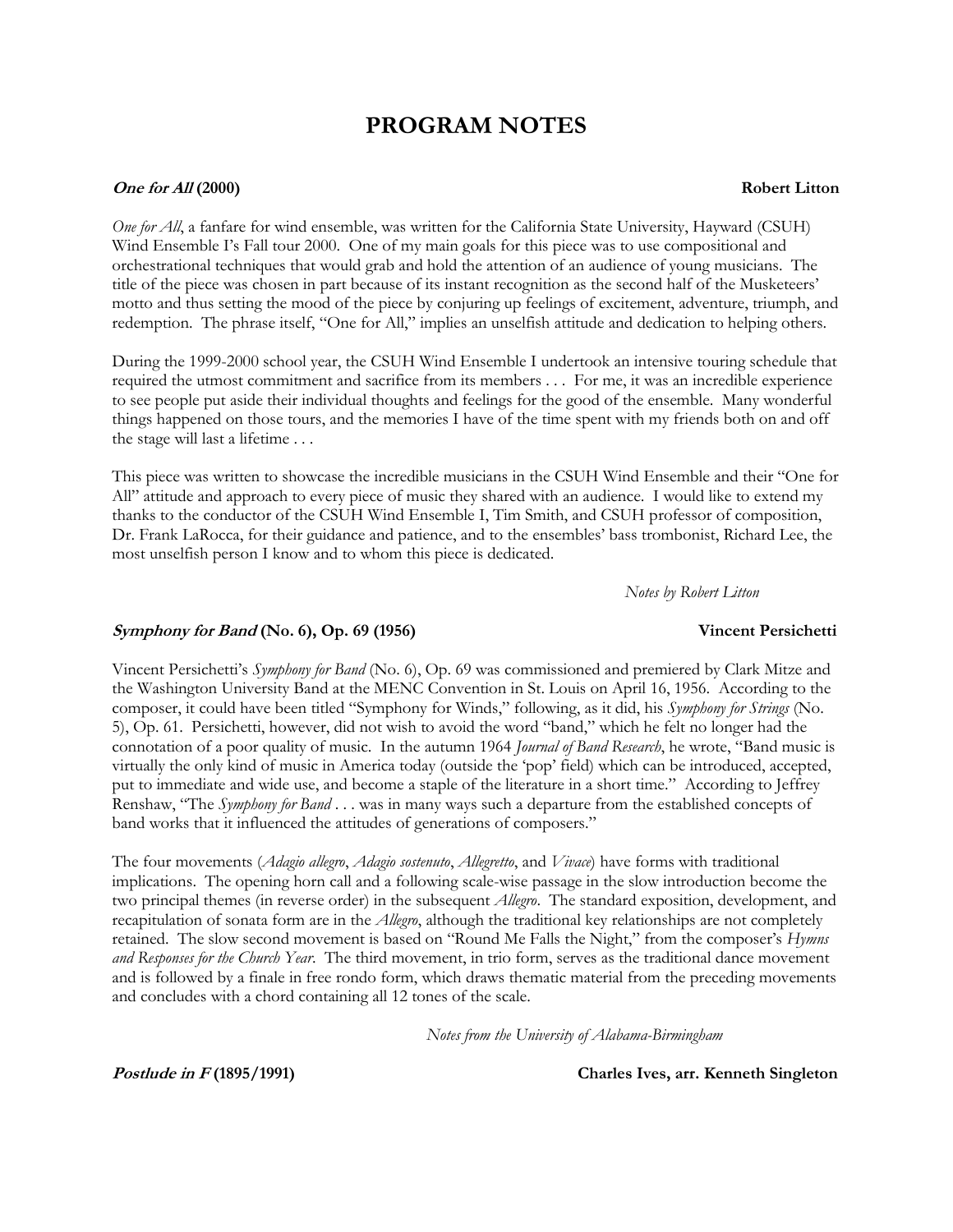# PROGRAM NOTES

***One for All* (2000)** **Robert Litton**

*One for All*, a fanfare for wind ensemble, was written for the California State University, Hayward (CSUH) Wind Ensemble I's Fall tour 2000. One of my main goals for this piece was to use compositional and orchestrational techniques that would grab and hold the attention of an audience of young musicians. The title of the piece was chosen in part because of its instant recognition as the second half of the Musketeers' motto and thus setting the mood of the piece by conjuring up feelings of excitement, adventure, triumph, and redemption. The phrase itself, "One for All," implies an unselfish attitude and dedication to helping others.

During the 1999-2000 school year, the CSUH Wind Ensemble I undertook an intensive touring schedule that required the utmost commitment and sacrifice from its members . . . For me, it was an incredible experience to see people put aside their individual thoughts and feelings for the good of the ensemble. Many wonderful things happened on those tours, and the memories I have of the time spent with my friends both on and off the stage will last a lifetime . . .

This piece was written to showcase the incredible musicians in the CSUH Wind Ensemble and their "One for All" attitude and approach to every piece of music they shared with an audience. I would like to extend my thanks to the conductor of the CSUH Wind Ensemble I, Tim Smith, and CSUH professor of composition, Dr. Frank LaRocca, for their guidance and patience, and to the ensembles' bass trombonist, Richard Lee, the most unselfish person I know and to whom this piece is dedicated.

*Notes by Robert Litton*

***Symphony for Band* (No. 6), Op. 69 (1956)** **Vincent Persichetti**

Vincent Persichetti's *Symphony for Band* (No. 6), Op. 69 was commissioned and premiered by Clark Mitze and the Washington University Band at the MENC Convention in St. Louis on April 16, 1956. According to the composer, it could have been titled "Symphony for Winds," following, as it did, his *Symphony for Strings* (No. 5), Op. 61. Persichetti, however, did not wish to avoid the word "band," which he felt no longer had the connotation of a poor quality of music. In the autumn 1964 *Journal of Band Research*, he wrote, "Band music is virtually the only kind of music in America today (outside the 'pop' field) which can be introduced, accepted, put to immediate and wide use, and become a staple of the literature in a short time." According to Jeffrey Renshaw, "The *Symphony for Band* . . . was in many ways such a departure from the established concepts of band works that it influenced the attitudes of generations of composers."

The four movements (*Adagio allegro*, *Adagio sostenuto*, *Allegretto*, and *Vivace*) have forms with traditional implications. The opening horn call and a following scale-wise passage in the slow introduction become the two principal themes (in reverse order) in the subsequent *Allegro*. The standard exposition, development, and recapitulation of sonata form are in the *Allegro*, although the traditional key relationships are not completely retained. The slow second movement is based on "Round Me Falls the Night," from the composer's *Hymns and Responses for the Church Year*. The third movement, in trio form, serves as the traditional dance movement and is followed by a finale in free rondo form, which draws thematic material from the preceding movements and concludes with a chord containing all 12 tones of the scale.

*Notes from the University of Alabama-Birmingham*

***Postlude in F* (1895/1991)** **Charles Ives, arr. Kenneth Singleton**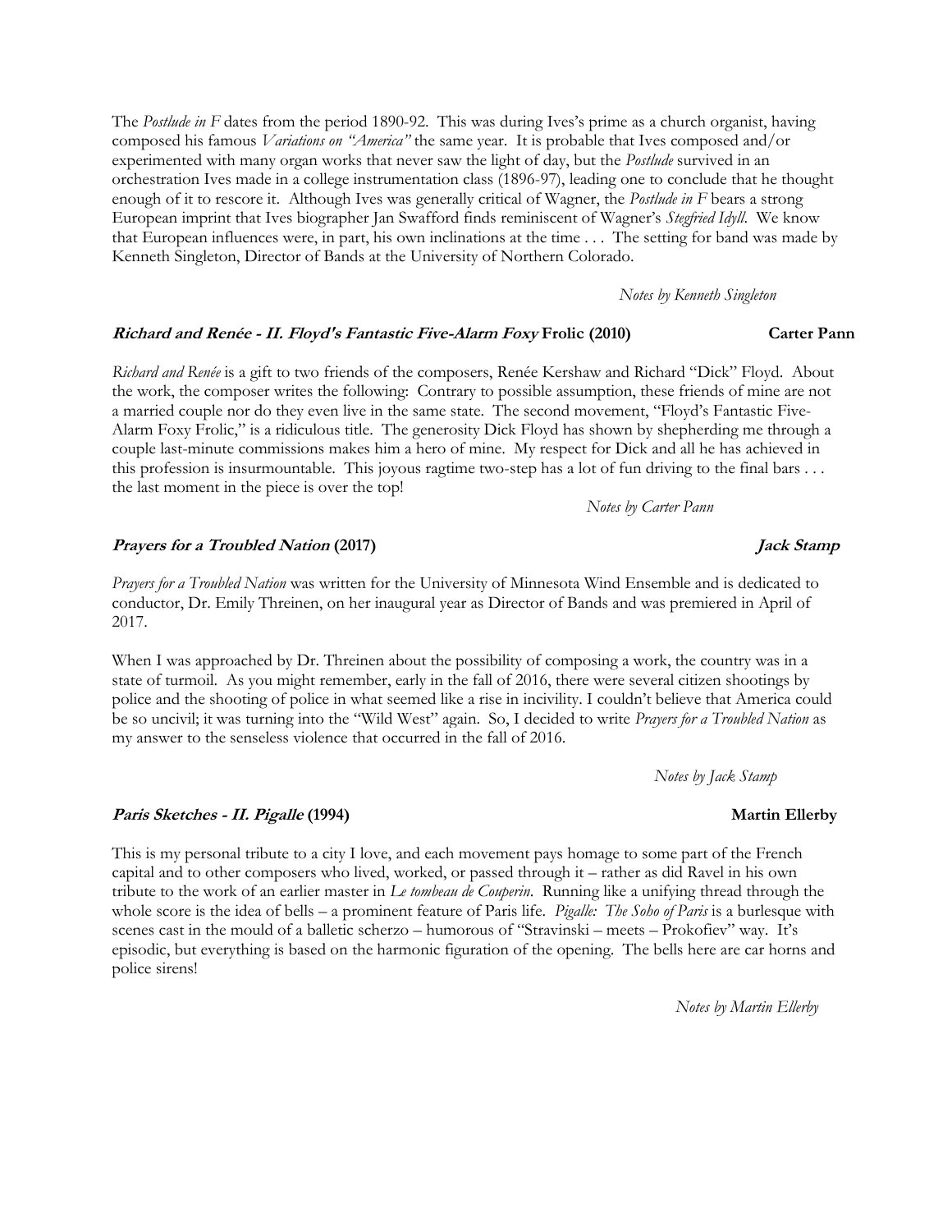The *Postlude in F* dates from the period 1890-92. This was during Ives's prime as a church organist, having composed his famous *Variations on "America"* the same year. It is probable that Ives composed and/or experimented with many organ works that never saw the light of day, but the *Postlude* survived in an orchestration Ives made in a college instrumentation class (1896-97), leading one to conclude that he thought enough of it to rescore it. Although Ives was generally critical of Wagner, the *Postlude in F* bears a strong European imprint that Ives biographer Jan Swafford finds reminiscent of Wagner's *Stegfried Idyll*. We know that European influences were, in part, his own inclinations at the time . . . The setting for band was made by Kenneth Singleton, Director of Bands at the University of Northern Colorado.

*Notes by Kenneth Singleton*

### ***Richard and Renée - II. Floyd's Fantastic Five-Alarm Foxy* Frolic (2010)** — **Carter Pann**

*Richard and Renée* is a gift to two friends of the composers, Renée Kershaw and Richard "Dick" Floyd. About the work, the composer writes the following: Contrary to possible assumption, these friends of mine are not a married couple nor do they even live in the same state. The second movement, "Floyd's Fantastic Five-Alarm Foxy Frolic," is a ridiculous title. The generosity Dick Floyd has shown by shepherding me through a couple last-minute commissions makes him a hero of mine. My respect for Dick and all he has achieved in this profession is insurmountable. This joyous ragtime two-step has a lot of fun driving to the final bars . . . the last moment in the piece is over the top!

*Notes by Carter Pann*

### ***Prayers for a Troubled Nation* (2017)** — ***Jack Stamp***

*Prayers for a Troubled Nation* was written for the University of Minnesota Wind Ensemble and is dedicated to conductor, Dr. Emily Threinen, on her inaugural year as Director of Bands and was premiered in April of 2017.

When I was approached by Dr. Threinen about the possibility of composing a work, the country was in a state of turmoil. As you might remember, early in the fall of 2016, there were several citizen shootings by police and the shooting of police in what seemed like a rise in incivility. I couldn't believe that America could be so uncivil; it was turning into the "Wild West" again. So, I decided to write *Prayers for a Troubled Nation* as my answer to the senseless violence that occurred in the fall of 2016.

*Notes by Jack Stamp*

### ***Paris Sketches - II. Pigalle* (1994)** — **Martin Ellerby**

This is my personal tribute to a city I love, and each movement pays homage to some part of the French capital and to other composers who lived, worked, or passed through it – rather as did Ravel in his own tribute to the work of an earlier master in *Le tombeau de Couperin*. Running like a unifying thread through the whole score is the idea of bells – a prominent feature of Paris life. *Pigalle: The Soho of Paris* is a burlesque with scenes cast in the mould of a balletic scherzo – humorous of "Stravinski – meets – Prokofiev" way. It's episodic, but everything is based on the harmonic figuration of the opening. The bells here are car horns and police sirens!

*Notes by Martin Ellerby*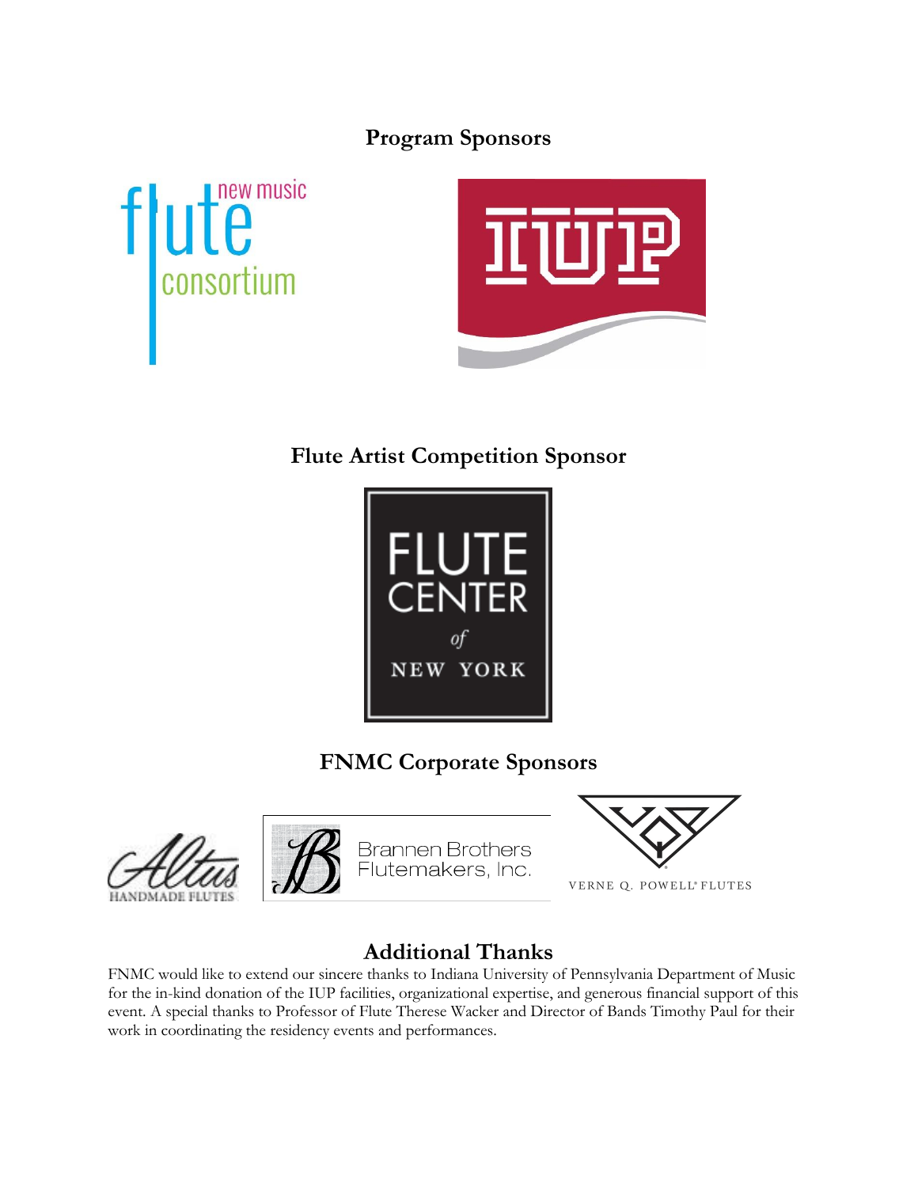## Program Sponsors

flute new music consortium

IUP

## Flute Artist Competition Sponsor

FLUTE CENTER of NEW YORK

## FNMC Corporate Sponsors

Altus HANDMADE FLUTES

Brannen Brothers Flutemakers, Inc.

VERNE Q. POWELL® FLUTES

## Additional Thanks

FNMC would like to extend our sincere thanks to Indiana University of Pennsylvania Department of Music for the in-kind donation of the IUP facilities, organizational expertise, and generous financial support of this event. A special thanks to Professor of Flute Therese Wacker and Director of Bands Timothy Paul for their work in coordinating the residency events and performances.